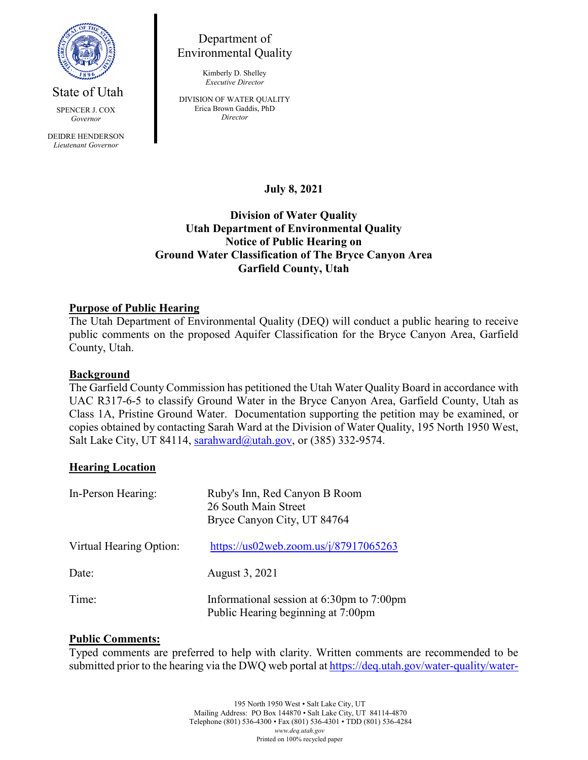State of Utah

SPENCER J. COX
*Governor*

DEIDRE HENDERSON
*Lieutenant Governor*

Department of Environmental Quality

Kimberly D. Shelley
*Executive Director*

DIVISION OF WATER QUALITY
Erica Brown Gaddis, PhD
*Director*

**July 8, 2021**

**Division of Water Quality**
**Utah Department of Environmental Quality**
**Notice of Public Hearing on**
**Ground Water Classification of The Bryce Canyon Area**
**Garfield County, Utah**

## Purpose of Public Hearing

The Utah Department of Environmental Quality (DEQ) will conduct a public hearing to receive public comments on the proposed Aquifer Classification for the Bryce Canyon Area, Garfield County, Utah.

## Background

The Garfield County Commission has petitioned the Utah Water Quality Board in accordance with UAC R317-6-5 to classify Ground Water in the Bryce Canyon Area, Garfield County, Utah as Class 1A, Pristine Ground Water. Documentation supporting the petition may be examined, or copies obtained by contacting Sarah Ward at the Division of Water Quality, 195 North 1950 West, Salt Lake City, UT 84114, sarahward@utah.gov, or (385) 332-9574.

## Hearing Location

| | |
|---|---|
| In-Person Hearing: | Ruby's Inn, Red Canyon B Room<br>26 South Main Street<br>Bryce Canyon City, UT 84764 |
| Virtual Hearing Option: | https://us02web.zoom.us/j/87917065263 |
| Date: | August 3, 2021 |
| Time: | Informational session at 6:30pm to 7:00pm<br>Public Hearing beginning at 7:00pm |

## Public Comments:

Typed comments are preferred to help with clarity. Written comments are recommended to be submitted prior to the hearing via the DWQ web portal at https://deq.utah.gov/water-quality/water-

195 North 1950 West • Salt Lake City, UT
Mailing Address: PO Box 144870 • Salt Lake City, UT 84114-4870
Telephone (801) 536-4300 • Fax (801) 536-4301 • TDD (801) 536-4284
*www.deq.utah.gov*
Printed on 100% recycled paper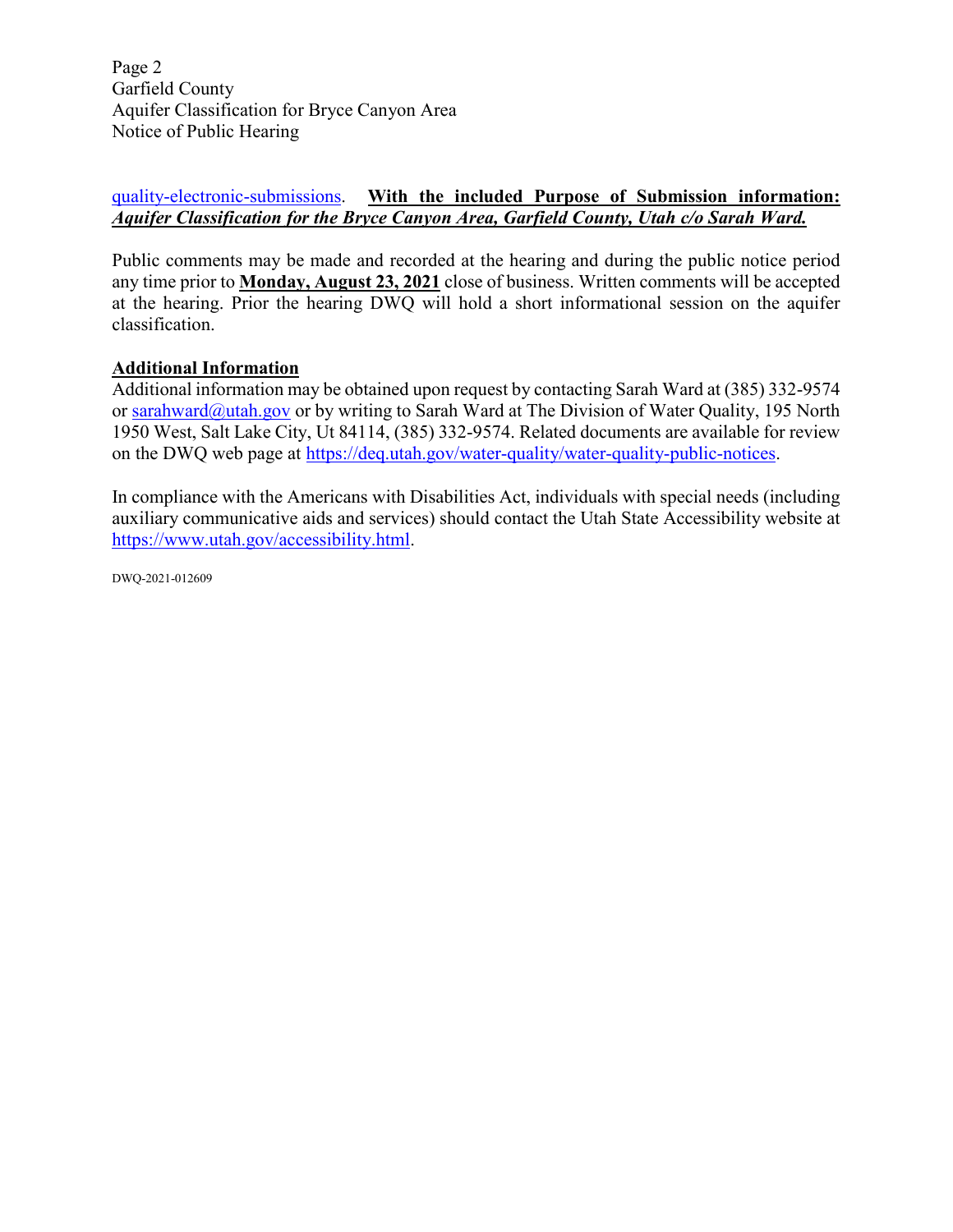quality-electronic-submissions. **With the included Purpose of Submission information: *Aquifer Classification for the Bryce Canyon Area, Garfield County, Utah c/o Sarah Ward.***

Public comments may be made and recorded at the hearing and during the public notice period any time prior to **Monday, August 23, 2021** close of business. Written comments will be accepted at the hearing. Prior the hearing DWQ will hold a short informational session on the aquifer classification.

**Additional Information**

Additional information may be obtained upon request by contacting Sarah Ward at (385) 332-9574 or sarahward@utah.gov or by writing to Sarah Ward at The Division of Water Quality, 195 North 1950 West, Salt Lake City, Ut 84114, (385) 332-9574. Related documents are available for review on the DWQ web page at https://deq.utah.gov/water-quality/water-quality-public-notices.

In compliance with the Americans with Disabilities Act, individuals with special needs (including auxiliary communicative aids and services) should contact the Utah State Accessibility website at https://www.utah.gov/accessibility.html.

DWQ-2021-012609